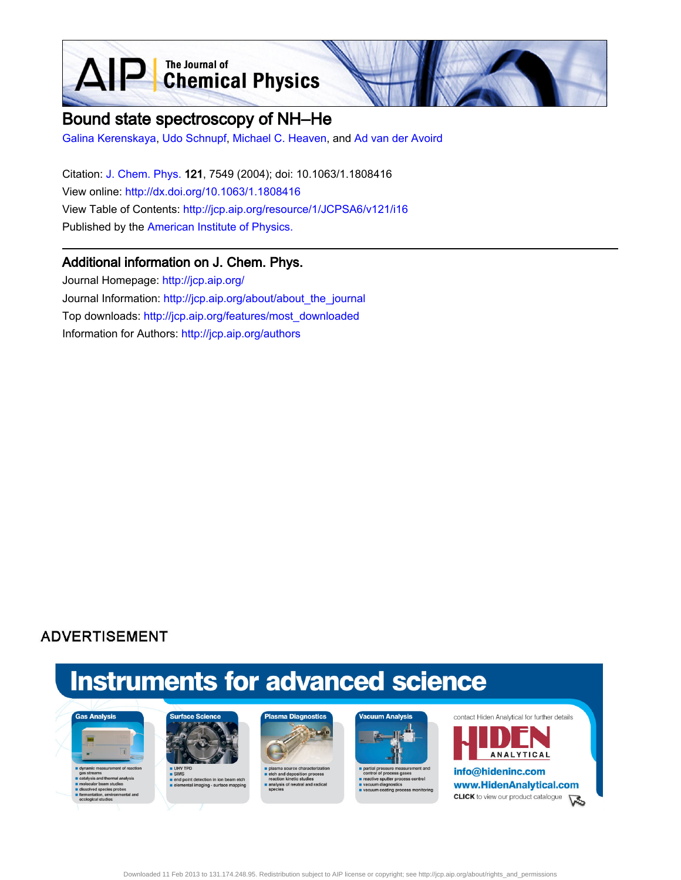# Bound state spectroscopy of NH–He

Galina Kerenskaya, Udo Schnupf, Michael C. Heaven, and Ad van der Avoird

Citation: J. Chem. Phys. **121**, 7549 (2004); doi: 10.1063/1.1808416

View online: http://dx.doi.org/10.1063/1.1808416

View Table of Contents: http://jcp.aip.org/resource/1/JCPSA6/v121/i16

Published by the American Institute of Physics.

## Additional information on J. Chem. Phys.

Journal Homepage: http://jcp.aip.org/

Journal Information: http://jcp.aip.org/about/about_the_journal

Top downloads: http://jcp.aip.org/features/most_downloaded

Information for Authors: http://jcp.aip.org/authors

ADVERTISEMENT

Instruments for advanced science

**Gas Analysis**
- dynamic measurement of reaction gas streams
- catalysis and thermal analysis
- molecular beam studies
- dissolved species probes
- fermentation, environmental and ecological studies

**Surface Science**
- UHV TPD
- SIMS
- end point detection in ion beam etch
- elemental imaging - surface mapping

**Plasma Diagnostics**
- plasma source characterization
- etch and deposition process reaction kinetic studies
- analysis of neutral and radical species

**Vacuum Analysis**
- partial pressure measurement and control of process gases
- reactive sputter process control
- vacuum diagnostics
- vacuum coating process monitoring

contact Hiden Analytical for further details

HIDEN ANALYTICAL

info@hideninc.com

www.HidenAnalytical.com

CLICK to view our product catalogue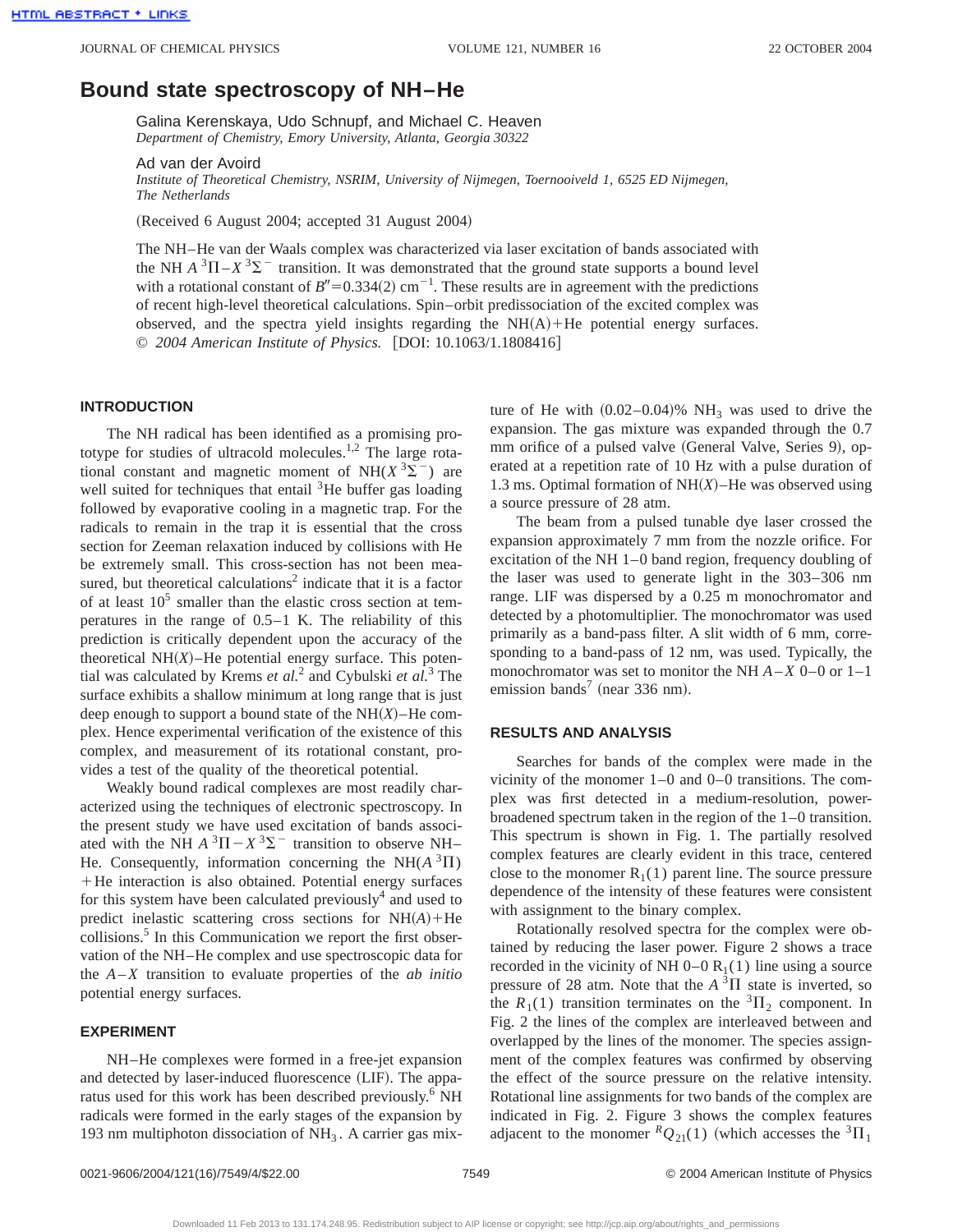# Bound state spectroscopy of NH–He

Galina Kerenskaya, Udo Schnupf, and Michael C. Heaven
*Department of Chemistry, Emory University, Atlanta, Georgia 30322*

Ad van der Avoird
*Institute of Theoretical Chemistry, NSRIM, University of Nijmegen, Toernooiveld 1, 6525 ED Nijmegen, The Netherlands*

(Received 6 August 2004; accepted 31 August 2004)

The NH–He van der Waals complex was characterized via laser excitation of bands associated with the NH $A\,^3\Pi - X\,^3\Sigma^-$ transition. It was demonstrated that the ground state supports a bound level with a rotational constant of $B''=0.334(2)$ cm$^{-1}$. These results are in agreement with the predictions of recent high-level theoretical calculations. Spin–orbit predissociation of the excited complex was observed, and the spectra yield insights regarding the NH(A)+He potential energy surfaces. © *2004 American Institute of Physics.* [DOI: 10.1063/1.1808416]

## INTRODUCTION

The NH radical has been identified as a promising prototype for studies of ultracold molecules.[1,2] The large rotational constant and magnetic moment of NH($X\,^3\Sigma^-$) are well suited for techniques that entail $^3$He buffer gas loading followed by evaporative cooling in a magnetic trap. For the radicals to remain in the trap it is essential that the cross section for Zeeman relaxation induced by collisions with He be extremely small. This cross-section has not been measured, but theoretical calculations[2] indicate that it is a factor of at least $10^5$ smaller than the elastic cross section at temperatures in the range of 0.5–1 K. The reliability of this prediction is critically dependent upon the accuracy of the theoretical NH($X$)–He potential energy surface. This potential was calculated by Krems *et al.*[2] and Cybulski *et al.*[3] The surface exhibits a shallow minimum at long range that is just deep enough to support a bound state of the NH($X$)–He complex. Hence experimental verification of the existence of this complex, and measurement of its rotational constant, provides a test of the quality of the theoretical potential.

Weakly bound radical complexes are most readily characterized using the techniques of electronic spectroscopy. In the present study we have used excitation of bands associated with the NH $A\,^3\Pi - X\,^3\Sigma^-$ transition to observe NH–He. Consequently, information concerning the NH($A\,^3\Pi$)+He interaction is also obtained. Potential energy surfaces for this system have been calculated previously[4] and used to predict inelastic scattering cross sections for NH($A$)+He collisions.[5] In this Communication we report the first observation of the NH–He complex and use spectroscopic data for the $A$–$X$ transition to evaluate properties of the *ab initio* potential energy surfaces.

## EXPERIMENT

NH–He complexes were formed in a free-jet expansion and detected by laser-induced fluorescence (LIF). The apparatus used for this work has been described previously.[6] NH radicals were formed in the early stages of the expansion by 193 nm multiphoton dissociation of $NH_3$. A carrier gas mixture of He with (0.02–0.04)% $NH_3$ was used to drive the expansion. The gas mixture was expanded through the 0.7 mm orifice of a pulsed valve (General Valve, Series 9), operated at a repetition rate of 10 Hz with a pulse duration of 1.3 ms. Optimal formation of NH($X$)–He was observed using a source pressure of 28 atm.

The beam from a pulsed tunable dye laser crossed the expansion approximately 7 mm from the nozzle orifice. For excitation of the NH 1–0 band region, frequency doubling of the laser was used to generate light in the 303–306 nm range. LIF was dispersed by a 0.25 m monochromator and detected by a photomultiplier. The monochromator was used primarily as a band-pass filter. A slit width of 6 mm, corresponding to a band-pass of 12 nm, was used. Typically, the monochromator was set to monitor the NH $A$–$X$ 0–0 or 1–1 emission bands[7] (near 336 nm).

## RESULTS AND ANALYSIS

Searches for bands of the complex were made in the vicinity of the monomer 1–0 and 0–0 transitions. The complex was first detected in a medium-resolution, power-broadened spectrum taken in the region of the 1–0 transition. This spectrum is shown in Fig. 1. The partially resolved complex features are clearly evident in this trace, centered close to the monomer $R_1(1)$ parent line. The source pressure dependence of the intensity of these features were consistent with assignment to the binary complex.

Rotationally resolved spectra for the complex were obtained by reducing the laser power. Figure 2 shows a trace recorded in the vicinity of NH 0–0 $R_1(1)$ line using a source pressure of 28 atm. Note that the $A\,^3\Pi$ state is inverted, so the $R_1(1)$ transition terminates on the $^3\Pi_2$ component. In Fig. 2 the lines of the complex are interleaved between and overlapped by the lines of the monomer. The species assignment of the complex features was confirmed by observing the effect of the source pressure on the relative intensity. Rotational line assignments for two bands of the complex are indicated in Fig. 2. Figure 3 shows the complex features adjacent to the monomer $^RQ_{21}(1)$ (which accesses the $^3\Pi_1$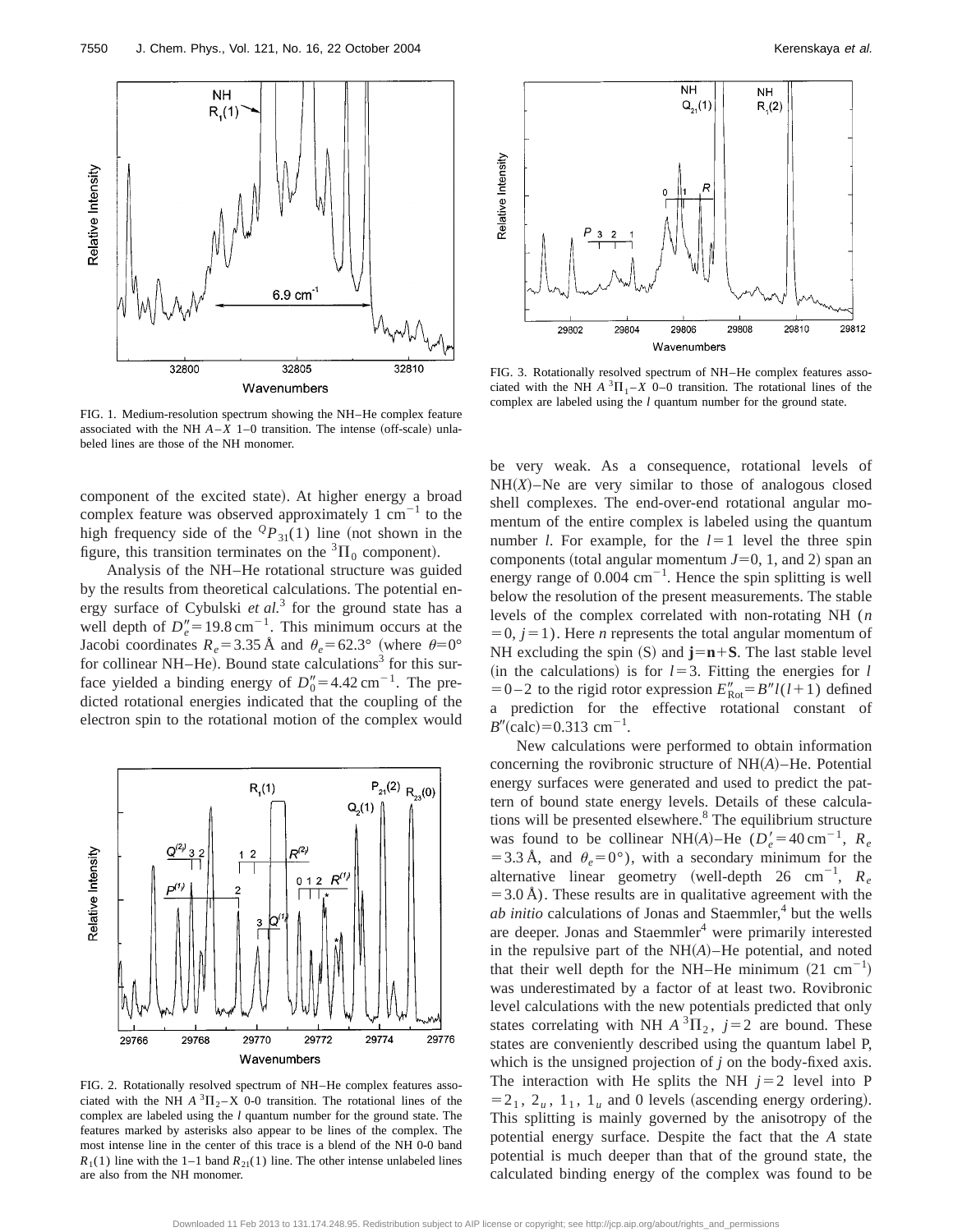NH
$R_1(1)$

Relative Intensity

6.9 cm$^{-1}$

32800 32805 32810

Wavenumbers

FIG. 1. Medium-resolution spectrum showing the NH–He complex feature associated with the NH $A$–$X$ 1–0 transition. The intense (off-scale) unlabeled lines are those of the NH monomer.

component of the excited state). At higher energy a broad complex feature was observed approximately 1 cm$^{-1}$ to the high frequency side of the $^{Q}P_{31}(1)$ line (not shown in the figure, this transition terminates on the $^3\Pi_0$ component).

Analysis of the NH–He rotational structure was guided by the results from theoretical calculations. The potential energy surface of Cybulski *et al.*[3] for the ground state has a well depth of $D_e''=19.8\,\mathrm{cm}^{-1}$. This minimum occurs at the Jacobi coordinates $R_e=3.35$ Å and $\theta_e=62.3°$ (where $\theta=0°$ for collinear NH–He). Bound state calculations[3] for this surface yielded a binding energy of $D_0''=4.42\,\mathrm{cm}^{-1}$. The predicted rotational energies indicated that the coupling of the electron spin to the rotational motion of the complex would

$R_1(1)$ $P_{21}(2)$ $R_{23}(0)$ $Q_2(1)$

$Q^{(2)}$ 3 2 1 2 $R^{(2)}$

$P^{(1)}$ 2 0 1 2 $R^{(1)}$

3 $Q^{(1)}$

Relative Intensity

29766 29768 29770 29772 29774 29776

Wavenumbers

FIG. 2. Rotationally resolved spectrum of NH–He complex features associated with the NH $A\,^3\Pi_2$–X 0-0 transition. The rotational lines of the complex are labeled using the $l$ quantum number for the ground state. The features marked by asterisks also appear to be lines of the complex. The most intense line in the center of this trace is a blend of the NH 0-0 band $R_1(1)$ line with the 1–1 band $R_{21}(1)$ line. The other intense unlabeled lines are also from the NH monomer.

NH $Q_{21}(1)$ NH $R_1(2)$

0 1 $R$

$P$ 3 2 1

Relative Intensity

29802 29804 29806 29808 29810 29812

Wavenumbers

FIG. 3. Rotationally resolved spectrum of NH–He complex features associated with the NH $A\,^3\Pi_1$–$X$ 0–0 transition. The rotational lines of the complex are labeled using the $l$ quantum number for the ground state.

be very weak. As a consequence, rotational levels of NH($X$)–Ne are very similar to those of analogous closed shell complexes. The end-over-end rotational angular momentum of the entire complex is labeled using the quantum number $l$. For example, for the $l=1$ level the three spin components (total angular momentum $J=0$, 1, and 2) span an energy range of 0.004 cm$^{-1}$. Hence the spin splitting is well below the resolution of the present measurements. The stable levels of the complex correlated with non-rotating NH ($n=0$, $j=1$). Here $n$ represents the total angular momentum of NH excluding the spin (S) and $\mathbf{j}=\mathbf{n}+\mathbf{S}$. The last stable level (in the calculations) is for $l=3$. Fitting the energies for $l=0$–2 to the rigid rotor expression $E''_{\mathrm{Rot}}=B''l(l+1)$ defined a prediction for the effective rotational constant of $B''(\mathrm{calc})=0.313$ cm$^{-1}$.

New calculations were performed to obtain information concerning the rovibronic structure of NH($A$)–He. Potential energy surfaces were generated and used to predict the pattern of bound state energy levels. Details of these calculations will be presented elsewhere.[8] The equilibrium structure was found to be collinear NH($A$)–He ($D_e'=40\,\mathrm{cm}^{-1}$, $R_e=3.3$ Å, and $\theta_e=0°$), with a secondary minimum for the alternative linear geometry (well-depth 26 cm$^{-1}$, $R_e=3.0$ Å). These results are in qualitative agreement with the *ab initio* calculations of Jonas and Staemmler,[4] but the wells are deeper. Jonas and Staemmler[4] were primarily interested in the repulsive part of the NH($A$)–He potential, and noted that their well depth for the NH–He minimum (21 cm$^{-1}$) was underestimated by a factor of at least two. Rovibronic level calculations with the new potentials predicted that only states correlating with NH $A\,^3\Pi_2$, $j=2$ are bound. These states are conveniently described using the quantum label P, which is the unsigned projection of $j$ on the body-fixed axis. The interaction with He splits the NH $j=2$ level into P $=2_1$, $2_u$, $1_1$, $1_u$ and 0 levels (ascending energy ordering). This splitting is mainly governed by the anisotropy of the potential energy surface. Despite the fact that the $A$ state potential is much deeper than that of the ground state, the calculated binding energy of the complex was found to be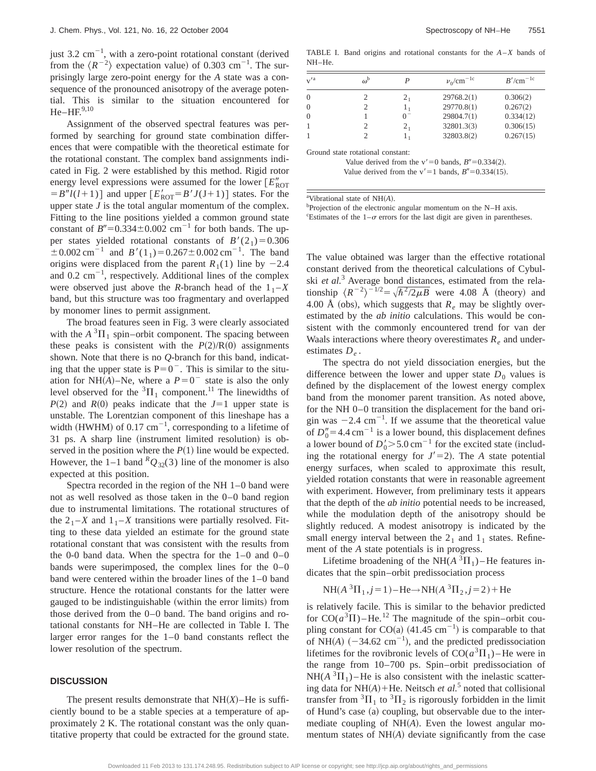just 3.2 cm$^{-1}$, with a zero-point rotational constant (derived from the $\langle R^{-2}\rangle$ expectation value) of 0.303 cm$^{-1}$. The surprisingly large zero-point energy for the *A* state was a consequence of the pronounced anisotropy of the average potential. This is similar to the situation encountered for He–HF.[9,10]

Assignment of the observed spectral features was performed by searching for ground state combination differences that were compatible with the theoretical estimate for the rotational constant. The complex band assignments indicated in Fig. 2 were established by this method. Rigid rotor energy level expressions were assumed for the lower [$E''_{\rm ROT}=B''l(l+1)$] and upper [$E'_{\rm ROT}=B'J(J+1)$] states. For the upper state $J$ is the total angular momentum of the complex. Fitting to the line positions yielded a common ground state constant of $B''=0.334\pm0.002$ cm$^{-1}$ for both bands. The upper states yielded rotational constants of $B'(2_1)=0.306\pm0.002$ cm$^{-1}$ and $B'(1_1)=0.267\pm0.002$ cm$^{-1}$. The band origins were displaced from the parent $R_1(1)$ line by $-2.4$ and 0.2 cm$^{-1}$, respectively. Additional lines of the complex were observed just above the *R*-branch head of the $1_1$–$X$ band, but this structure was too fragmentary and overlapped by monomer lines to permit assignment.

The broad features seen in Fig. 3 were clearly associated with the $A\,^3\Pi_1$ spin–orbit component. The spacing between these peaks is consistent with the $P(2)/R(0)$ assignments shown. Note that there is no *Q*-branch for this band, indicating that the upper state is $P=0^-$. This is similar to the situation for NH(*A*)–Ne, where a $P=0^-$ state is also the only level observed for the $^3\Pi_1$ component.[11] The linewidths of $P(2)$ and $R(0)$ peaks indicate that the $J=1$ upper state is unstable. The Lorentzian component of this lineshape has a width (HWHM) of 0.17 cm$^{-1}$, corresponding to a lifetime of 31 ps. A sharp line (instrument limited resolution) is observed in the position where the $P(1)$ line would be expected. However, the 1–1 band $^RQ_{32}(3)$ line of the monomer is also expected at this position.

Spectra recorded in the region of the NH 1–0 band were not as well resolved as those taken in the 0–0 band region due to instrumental limitations. The rotational structures of the $2_1$–$X$ and $1_1$–$X$ transitions were partially resolved. Fitting to these data yielded an estimate for the ground state rotational constant that was consistent with the results from the 0-0 band data. When the spectra for the 1–0 and 0–0 bands were superimposed, the complex lines for the 0–0 band were centered within the broader lines of the 1–0 band structure. Hence the rotational constants for the latter were gauged to be indistinguishable (within the error limits) from those derived from the 0–0 band. The band origins and rotational constants for NH–He are collected in Table I. The larger error ranges for the 1–0 band constants reflect the lower resolution of the spectrum.

## DISCUSSION

The present results demonstrate that NH(*X*)–He is sufficiently bound to be a stable species at a temperature of approximately 2 K. The rotational constant was the only quantitative property that could be extracted for the ground state.

TABLE I. Band origins and rotational constants for the *A*–*X* bands of NH–He.

| v′[a] | ω[b] | *P* | $\nu_0$/cm$^{-1}$[c] | $B'$/cm$^{-1}$[c] |
|---|---|---|---|---|
| 0 | 2 | $2_1$ | 29768.2(1) | 0.306(2) |
| 0 | 2 | $1_1$ | 29770.8(1) | 0.267(2) |
| 0 | 1 | $0^-$ | 29804.7(1) | 0.334(12) |
| 1 | 2 | $2_1$ | 32801.3(3) | 0.306(15) |
| 1 | 2 | $1_1$ | 32803.8(2) | 0.267(15) |

Ground state rotational constant:
Value derived from the v′=0 bands, $B''=0.334(2)$.
Value derived from the v′=1 bands, $B''=0.334(15)$.

[a]Vibrational state of NH(*A*).
[b]Projection of the electronic angular momentum on the N–H axis.
[c]Estimates of the 1–σ errors for the last digit are given in parentheses.

The value obtained was larger than the effective rotational constant derived from the theoretical calculations of Cybulski *et al.*[3] Average bond distances, estimated from the relationship $\langle R^{-2}\rangle^{-1/2}=\sqrt{\hbar^2/2\mu B}$ were 4.08 Å (theory) and 4.00 Å (obs), which suggests that $R_e$ may be slightly overestimated by the *ab initio* calculations. This would be consistent with the commonly encountered trend for van der Waals interactions where theory overestimates $R_e$ and underestimates $D_e$.

The spectra do not yield dissociation energies, but the difference between the lower and upper state $D_0$ values is defined by the displacement of the lowest energy complex band from the monomer parent transition. As noted above, for the NH 0–0 transition the displacement for the band origin was $-2.4$ cm$^{-1}$. If we assume that the theoretical value of $D''_0=4.4$ cm$^{-1}$ is a lower bound, this displacement defines a lower bound of $D'_0>5.0$ cm$^{-1}$ for the excited state (including the rotational energy for $J'=2$). The *A* state potential energy surfaces, when scaled to approximate this result, yielded rotation constants that were in reasonable agreement with experiment. However, from preliminary tests it appears that the depth of the *ab initio* potential needs to be increased, while the modulation depth of the anisotropy should be slightly reduced. A modest anisotropy is indicated by the small energy interval between the $2_1$ and $1_1$ states. Refinement of the *A* state potentials is in progress.

Lifetime broadening of the NH($A\,^3\Pi_1$)–He features indicates that the spin–orbit predissociation process

$$\mathrm{NH}(A\,^3\Pi_1, j=1)\text{–He}\rightarrow \mathrm{NH}(A\,^3\Pi_2, j=2)+\mathrm{He}$$

is relatively facile. This is similar to the behavior predicted for CO($a^3\Pi$)–He.[12] The magnitude of the spin–orbit coupling constant for CO(a) (41.45 cm$^{-1}$) is comparable to that of NH(*A*) ($-34.62$ cm$^{-1}$), and the predicted predissociation lifetimes for the rovibronic levels of CO($a^3\Pi_1$)–He were in the range from 10–700 ps. Spin–orbit predissociation of NH($A\,^3\Pi_1$)–He is also consistent with the inelastic scattering data for NH(*A*)+He. Neitsch *et al.*[5] noted that collisional transfer from $^3\Pi_1$ to $^3\Pi_2$ is rigorously forbidden in the limit of Hund's case (a) coupling, but observable due to the intermediate coupling of NH(*A*). Even the lowest angular momentum states of NH(*A*) deviate significantly from the case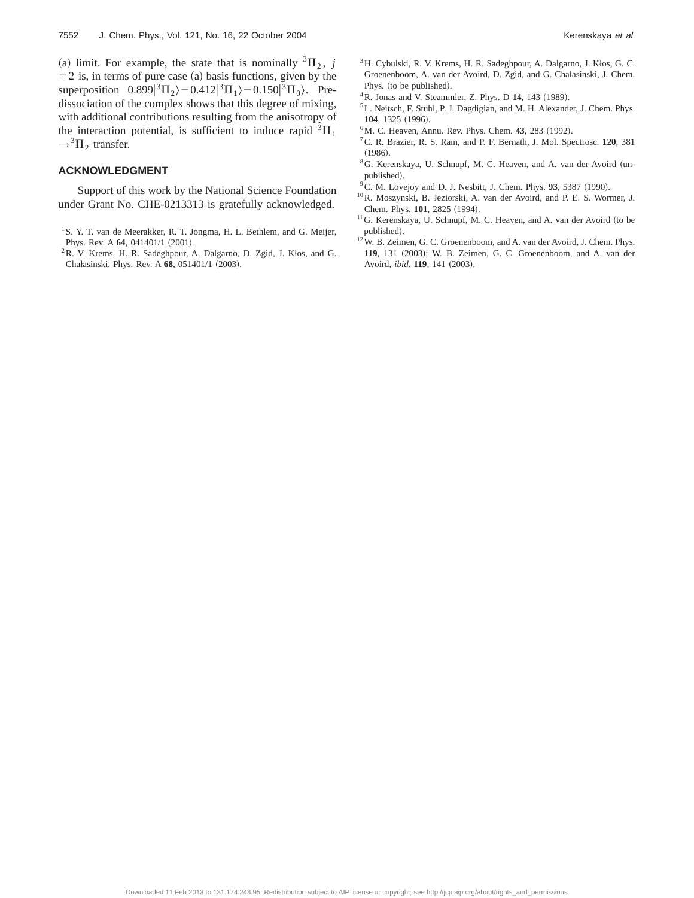(a) limit. For example, the state that is nominally $^3\Pi_2$, $j=2$ is, in terms of pure case (a) basis functions, given by the superposition $0.899|^3\Pi_2\rangle - 0.412|^3\Pi_1\rangle - 0.150|^3\Pi_0\rangle$. Predissociation of the complex shows that this degree of mixing, with additional contributions resulting from the anisotropy of the interaction potential, is sufficient to induce rapid $^3\Pi_1 \rightarrow {}^3\Pi_2$ transfer.

## ACKNOWLEDGMENT

Support of this work by the National Science Foundation under Grant No. CHE-0213313 is gratefully acknowledged.

[1] S. Y. T. van de Meerakker, R. T. Jongma, H. L. Bethlem, and G. Meijer, Phys. Rev. A **64**, 041401/1 (2001).

[2] R. V. Krems, H. R. Sadeghpour, A. Dalgarno, D. Zgid, J. Kłos, and G. Chałasinski, Phys. Rev. A **68**, 051401/1 (2003).

[3] H. Cybulski, R. V. Krems, H. R. Sadeghpour, A. Dalgarno, J. Kłos, G. C. Groenenboom, A. van der Avoird, D. Zgid, and G. Chałasinski, J. Chem. Phys. (to be published).

[4] R. Jonas and V. Steammler, Z. Phys. D **14**, 143 (1989).

[5] L. Neitsch, F. Stuhl, P. J. Dagdigian, and M. H. Alexander, J. Chem. Phys. **104**, 1325 (1996).

[6] M. C. Heaven, Annu. Rev. Phys. Chem. **43**, 283 (1992).

[7] C. R. Brazier, R. S. Ram, and P. F. Bernath, J. Mol. Spectrosc. **120**, 381 (1986).

[8] G. Kerenskaya, U. Schnupf, M. C. Heaven, and A. van der Avoird (unpublished).

[9] C. M. Lovejoy and D. J. Nesbitt, J. Chem. Phys. **93**, 5387 (1990).

[10] R. Moszynski, B. Jeziorski, A. van der Avoird, and P. E. S. Wormer, J. Chem. Phys. **101**, 2825 (1994).

[11] G. Kerenskaya, U. Schnupf, M. C. Heaven, and A. van der Avoird (to be published).

[12] W. B. Zeimen, G. C. Groenenboom, and A. van der Avoird, J. Chem. Phys. **119**, 131 (2003); W. B. Zeimen, G. C. Groenenboom, and A. van der Avoird, *ibid.* **119**, 141 (2003).